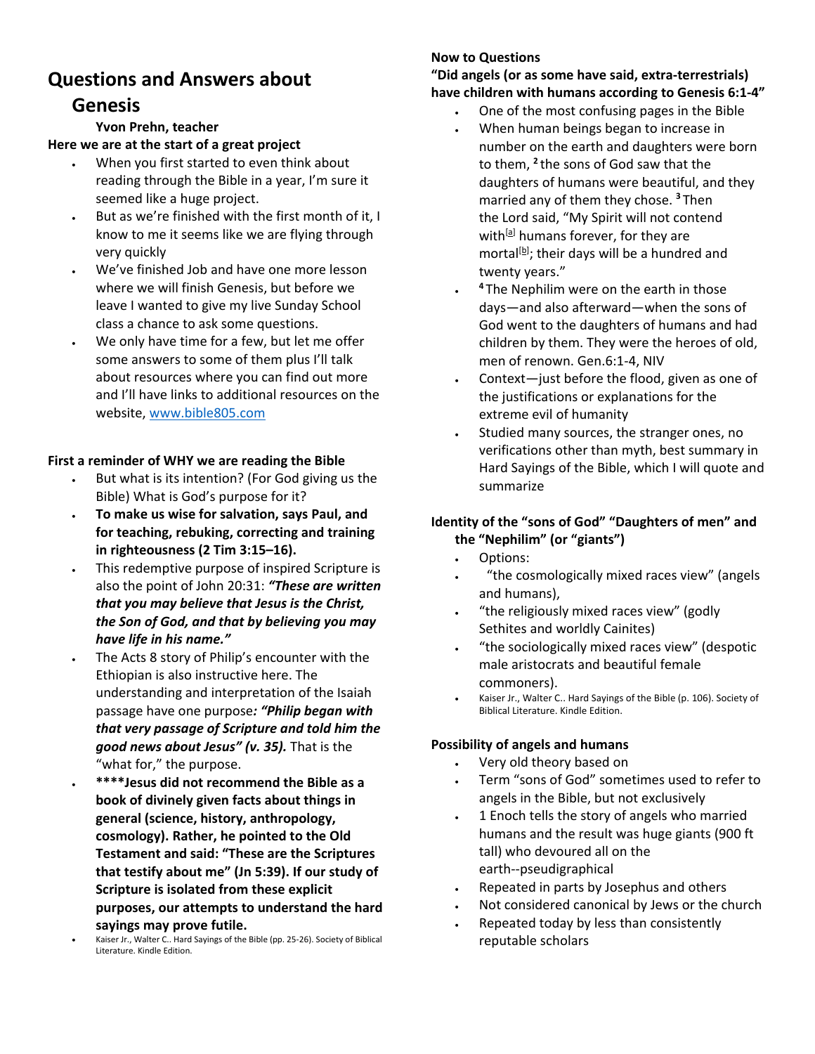# Questions and Answers about Genesis

**Yvon Prehn, teacher**

**Here we are at the start of a great project**

- When you first started to even think about reading through the Bible in a year, I'm sure it seemed like a huge project.
- But as we're finished with the first month of it, I know to me it seems like we are flying through very quickly
- We've finished Job and have one more lesson where we will finish Genesis, but before we leave I wanted to give my live Sunday School class a chance to ask some questions.
- We only have time for a few, but let me offer some answers to some of them plus I'll talk about resources where you can find out more and I'll have links to additional resources on the website, www.bible805.com

**First a reminder of WHY we are reading the Bible**

- But what is its intention? (For God giving us the Bible) What is God's purpose for it?
- **To make us wise for salvation, says Paul, and for teaching, rebuking, correcting and training in righteousness (2 Tim 3:15–16).**
- This redemptive purpose of inspired Scripture is also the point of John 20:31: ***"These are written that you may believe that Jesus is the Christ, the Son of God, and that by believing you may have life in his name."***
- The Acts 8 story of Philip's encounter with the Ethiopian is also instructive here. The understanding and interpretation of the Isaiah passage have one purpose***: "Philip began with that very passage of Scripture and told him the good news about Jesus" (v. 35).*** That is the "what for," the purpose.
- **\*\*\*\*Jesus did not recommend the Bible as a book of divinely given facts about things in general (science, history, anthropology, cosmology). Rather, he pointed to the Old Testament and said: "These are the Scriptures that testify about me" (Jn 5:39). If our study of Scripture is isolated from these explicit purposes, our attempts to understand the hard sayings may prove futile.**
- Kaiser Jr., Walter C.. Hard Sayings of the Bible (pp. 25-26). Society of Biblical Literature. Kindle Edition.

**Now to Questions**

**"Did angels (or as some have said, extra-terrestrials) have children with humans according to Genesis 6:1-4"**

- One of the most confusing pages in the Bible
- When human beings began to increase in number on the earth and daughters were born to them, [2] the sons of God saw that the daughters of humans were beautiful, and they married any of them they chose. [3] Then the Lord said, "My Spirit will not contend with[a] humans forever, for they are mortal[b]; their days will be a hundred and twenty years."
- [4] The Nephilim were on the earth in those days—and also afterward—when the sons of God went to the daughters of humans and had children by them. They were the heroes of old, men of renown. Gen.6:1-4, NIV
- Context—just before the flood, given as one of the justifications or explanations for the extreme evil of humanity
- Studied many sources, the stranger ones, no verifications other than myth, best summary in Hard Sayings of the Bible, which I will quote and summarize

**Identity of the "sons of God" "Daughters of men" and the "Nephilim" (or "giants")**

- Options:
- "the cosmologically mixed races view" (angels and humans),
- "the religiously mixed races view" (godly Sethites and worldly Cainites)
- "the sociologically mixed races view" (despotic male aristocrats and beautiful female commoners).
- Kaiser Jr., Walter C.. Hard Sayings of the Bible (p. 106). Society of Biblical Literature. Kindle Edition.

**Possibility of angels and humans**

- Very old theory based on
- Term "sons of God" sometimes used to refer to angels in the Bible, but not exclusively
- 1 Enoch tells the story of angels who married humans and the result was huge giants (900 ft tall) who devoured all on the earth--pseudigraphical
- Repeated in parts by Josephus and others
- Not considered canonical by Jews or the church
- Repeated today by less than consistently reputable scholars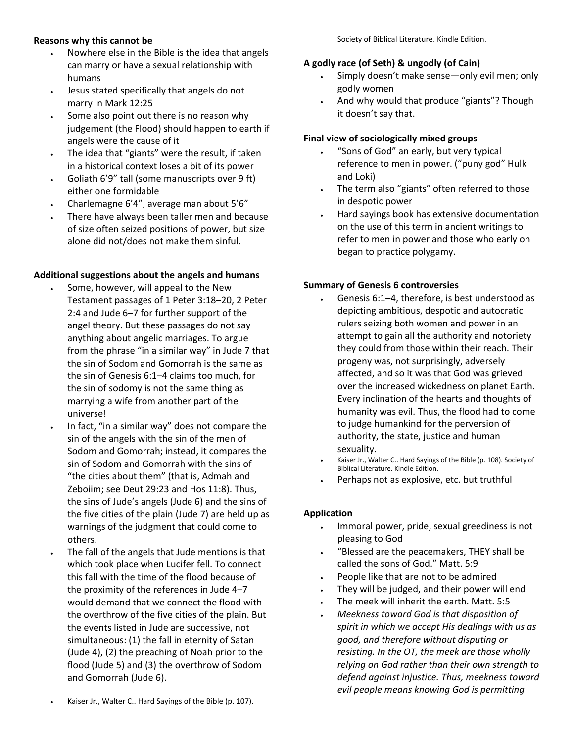**Reasons why this cannot be**

- Nowhere else in the Bible is the idea that angels can marry or have a sexual relationship with humans
- Jesus stated specifically that angels do not marry in Mark 12:25
- Some also point out there is no reason why judgement (the Flood) should happen to earth if angels were the cause of it
- The idea that "giants" were the result, if taken in a historical context loses a bit of its power
- Goliath 6'9" tall (some manuscripts over 9 ft) either one formidable
- Charlemagne 6'4", average man about 5'6"
- There have always been taller men and because of size often seized positions of power, but size alone did not/does not make them sinful.

**Additional suggestions about the angels and humans**

- Some, however, will appeal to the New Testament passages of 1 Peter 3:18–20, 2 Peter 2:4 and Jude 6–7 for further support of the angel theory. But these passages do not say anything about angelic marriages. To argue from the phrase "in a similar way" in Jude 7 that the sin of Sodom and Gomorrah is the same as the sin of Genesis 6:1–4 claims too much, for the sin of sodomy is not the same thing as marrying a wife from another part of the universe!
- In fact, "in a similar way" does not compare the sin of the angels with the sin of the men of Sodom and Gomorrah; instead, it compares the sin of Sodom and Gomorrah with the sins of "the cities about them" (that is, Admah and Zeboiim; see Deut 29:23 and Hos 11:8). Thus, the sins of Jude's angels (Jude 6) and the sins of the five cities of the plain (Jude 7) are held up as warnings of the judgment that could come to others.
- The fall of the angels that Jude mentions is that which took place when Lucifer fell. To connect this fall with the time of the flood because of the proximity of the references in Jude 4–7 would demand that we connect the flood with the overthrow of the five cities of the plain. But the events listed in Jude are successive, not simultaneous: (1) the fall in eternity of Satan (Jude 4), (2) the preaching of Noah prior to the flood (Jude 5) and (3) the overthrow of Sodom and Gomorrah (Jude 6).
- Kaiser Jr., Walter C.. Hard Sayings of the Bible (p. 107). Society of Biblical Literature. Kindle Edition.

**A godly race (of Seth) & ungodly (of Cain)**

- Simply doesn't make sense—only evil men; only godly women
- And why would that produce "giants"? Though it doesn't say that.

**Final view of sociologically mixed groups**

- "Sons of God" an early, but very typical reference to men in power. ("puny god" Hulk and Loki)
- The term also "giants" often referred to those in despotic power
- Hard sayings book has extensive documentation on the use of this term in ancient writings to refer to men in power and those who early on began to practice polygamy.

**Summary of Genesis 6 controversies**

- Genesis 6:1–4, therefore, is best understood as depicting ambitious, despotic and autocratic rulers seizing both women and power in an attempt to gain all the authority and notoriety they could from those within their reach. Their progeny was, not surprisingly, adversely affected, and so it was that God was grieved over the increased wickedness on planet Earth. Every inclination of the hearts and thoughts of humanity was evil. Thus, the flood had to come to judge humankind for the perversion of authority, the state, justice and human sexuality.
- Kaiser Jr., Walter C.. Hard Sayings of the Bible (p. 108). Society of Biblical Literature. Kindle Edition.
- Perhaps not as explosive, etc. but truthful

**Application**

- Immoral power, pride, sexual greediness is not pleasing to God
- "Blessed are the peacemakers, THEY shall be called the sons of God." Matt. 5:9
- People like that are not to be admired
- They will be judged, and their power will end
- The meek will inherit the earth. Matt. 5:5
- *Meekness toward God is that disposition of spirit in which we accept His dealings with us as good, and therefore without disputing or resisting. In the OT, the meek are those wholly relying on God rather than their own strength to defend against injustice. Thus, meekness toward evil people means knowing God is permitting*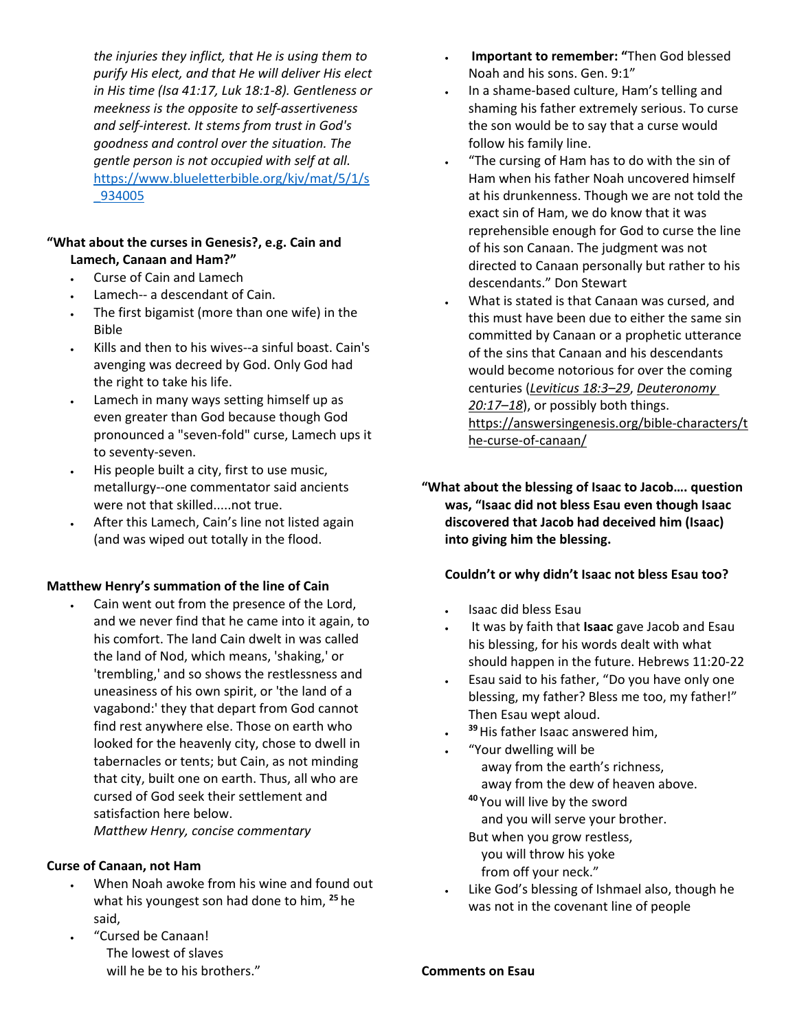*the injuries they inflict, that He is using them to purify His elect, and that He will deliver His elect in His time (Isa 41:17, Luk 18:1-8). Gentleness or meekness is the opposite to self-assertiveness and self-interest. It stems from trust in God's goodness and control over the situation. The gentle person is not occupied with self at all.* https://www.blueletterbible.org/kjv/mat/5/1/s_934005

**"What about the curses in Genesis?, e.g. Cain and Lamech, Canaan and Ham?"**

- Curse of Cain and Lamech
- Lamech-- a descendant of Cain.
- The first bigamist (more than one wife) in the Bible
- Kills and then to his wives--a sinful boast. Cain's avenging was decreed by God. Only God had the right to take his life.
- Lamech in many ways setting himself up as even greater than God because though God pronounced a "seven-fold" curse, Lamech ups it to seventy-seven.
- His people built a city, first to use music, metallurgy--one commentator said ancients were not that skilled.....not true.
- After this Lamech, Cain's line not listed again (and was wiped out totally in the flood.

**Matthew Henry's summation of the line of Cain**

- Cain went out from the presence of the Lord, and we never find that he came into it again, to his comfort. The land Cain dwelt in was called the land of Nod, which means, 'shaking,' or 'trembling,' and so shows the restlessness and uneasiness of his own spirit, or 'the land of a vagabond:' they that depart from God cannot find rest anywhere else. Those on earth who looked for the heavenly city, chose to dwell in tabernacles or tents; but Cain, as not minding that city, built one on earth. Thus, all who are cursed of God seek their settlement and satisfaction here below.
  *Matthew Henry, concise commentary*

**Curse of Canaan, not Ham**

- When Noah awoke from his wine and found out what his youngest son had done to him, [25] he said,
- "Cursed be Canaan!
  The lowest of slaves
  will he be to his brothers."
- **Important to remember: "**Then God blessed Noah and his sons. Gen. 9:1"
- In a shame-based culture, Ham's telling and shaming his father extremely serious. To curse the son would be to say that a curse would follow his family line.
- "The cursing of Ham has to do with the sin of Ham when his father Noah uncovered himself at his drunkenness. Though we are not told the exact sin of Ham, we do know that it was reprehensible enough for God to curse the line of his son Canaan. The judgment was not directed to Canaan personally but rather to his descendants." Don Stewart
- What is stated is that Canaan was cursed, and this must have been due to either the same sin committed by Canaan or a prophetic utterance of the sins that Canaan and his descendants would become notorious for over the coming centuries (*Leviticus 18:3–29*, *Deuteronomy 20:17–18*), or possibly both things. https://answersingenesis.org/bible-characters/the-curse-of-canaan/

**"What about the blessing of Isaac to Jacob…. question was, "Isaac did not bless Esau even though Isaac discovered that Jacob had deceived him (Isaac) into giving him the blessing.**

**Couldn't or why didn't Isaac not bless Esau too?**

- Isaac did bless Esau
- It was by faith that **Isaac** gave Jacob and Esau his blessing, for his words dealt with what should happen in the future. Hebrews 11:20-22
- Esau said to his father, "Do you have only one blessing, my father? Bless me too, my father!" Then Esau wept aloud.
- [39] His father Isaac answered him,
- "Your dwelling will be
  away from the earth's richness,
  away from the dew of heaven above.
  [40] You will live by the sword
  and you will serve your brother.
  But when you grow restless,
  you will throw his yoke
  from off your neck."
- Like God's blessing of Ishmael also, though he was not in the covenant line of people

**Comments on Esau**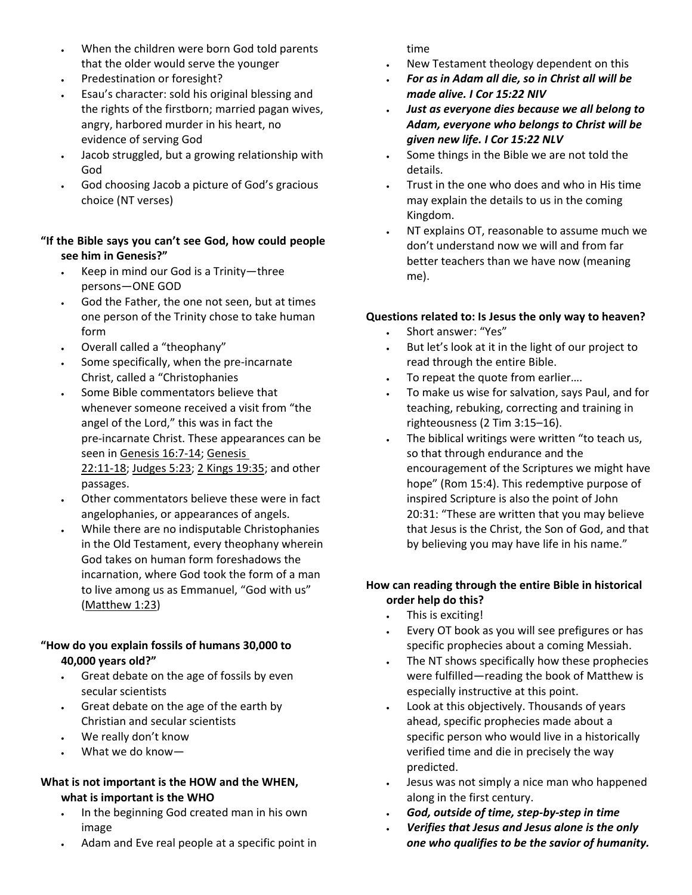- When the children were born God told parents that the older would serve the younger
- Predestination or foresight?
- Esau's character: sold his original blessing and the rights of the firstborn; married pagan wives, angry, harbored murder in his heart, no evidence of serving God
- Jacob struggled, but a growing relationship with God
- God choosing Jacob a picture of God's gracious choice (NT verses)

**"If the Bible says you can't see God, how could people see him in Genesis?"**

- Keep in mind our God is a Trinity—three persons—ONE GOD
- God the Father, the one not seen, but at times one person of the Trinity chose to take human form
- Overall called a "theophany"
- Some specifically, when the pre-incarnate Christ, called a "Christophanies
- Some Bible commentators believe that whenever someone received a visit from "the angel of the Lord," this was in fact the pre-incarnate Christ. These appearances can be seen in Genesis 16:7-14; Genesis 22:11-18; Judges 5:23; 2 Kings 19:35; and other passages.
- Other commentators believe these were in fact angelophanies, or appearances of angels.
- While there are no indisputable Christophanies in the Old Testament, every theophany wherein God takes on human form foreshadows the incarnation, where God took the form of a man to live among us as Emmanuel, "God with us" (Matthew 1:23)

**"How do you explain fossils of humans 30,000 to 40,000 years old?"**

- Great debate on the age of fossils by even secular scientists
- Great debate on the age of the earth by Christian and secular scientists
- We really don't know
- What we do know—

**What is not important is the HOW and the WHEN, what is important is the WHO**

- In the beginning God created man in his own image
- Adam and Eve real people at a specific point in time
- New Testament theology dependent on this
- ***For as in Adam all die, so in Christ all will be made alive. I Cor 15:22 NIV***
- ***Just as everyone dies because we all belong to Adam, everyone who belongs to Christ will be given new life. I Cor 15:22 NLV***
- Some things in the Bible we are not told the details.
- Trust in the one who does and who in His time may explain the details to us in the coming Kingdom.
- NT explains OT, reasonable to assume much we don't understand now we will and from far better teachers than we have now (meaning me).

**Questions related to: Is Jesus the only way to heaven?**

- Short answer: "Yes"
- But let's look at it in the light of our project to read through the entire Bible.
- To repeat the quote from earlier….
- To make us wise for salvation, says Paul, and for teaching, rebuking, correcting and training in righteousness (2 Tim 3:15–16).
- The biblical writings were written "to teach us, so that through endurance and the encouragement of the Scriptures we might have hope" (Rom 15:4). This redemptive purpose of inspired Scripture is also the point of John 20:31: "These are written that you may believe that Jesus is the Christ, the Son of God, and that by believing you may have life in his name."

**How can reading through the entire Bible in historical order help do this?**

- This is exciting!
- Every OT book as you will see prefigures or has specific prophecies about a coming Messiah.
- The NT shows specifically how these prophecies were fulfilled—reading the book of Matthew is especially instructive at this point.
- Look at this objectively. Thousands of years ahead, specific prophecies made about a specific person who would live in a historically verified time and die in precisely the way predicted.
- Jesus was not simply a nice man who happened along in the first century.
- ***God, outside of time, step-by-step in time***
- ***Verifies that Jesus and Jesus alone is the only one who qualifies to be the savior of humanity.***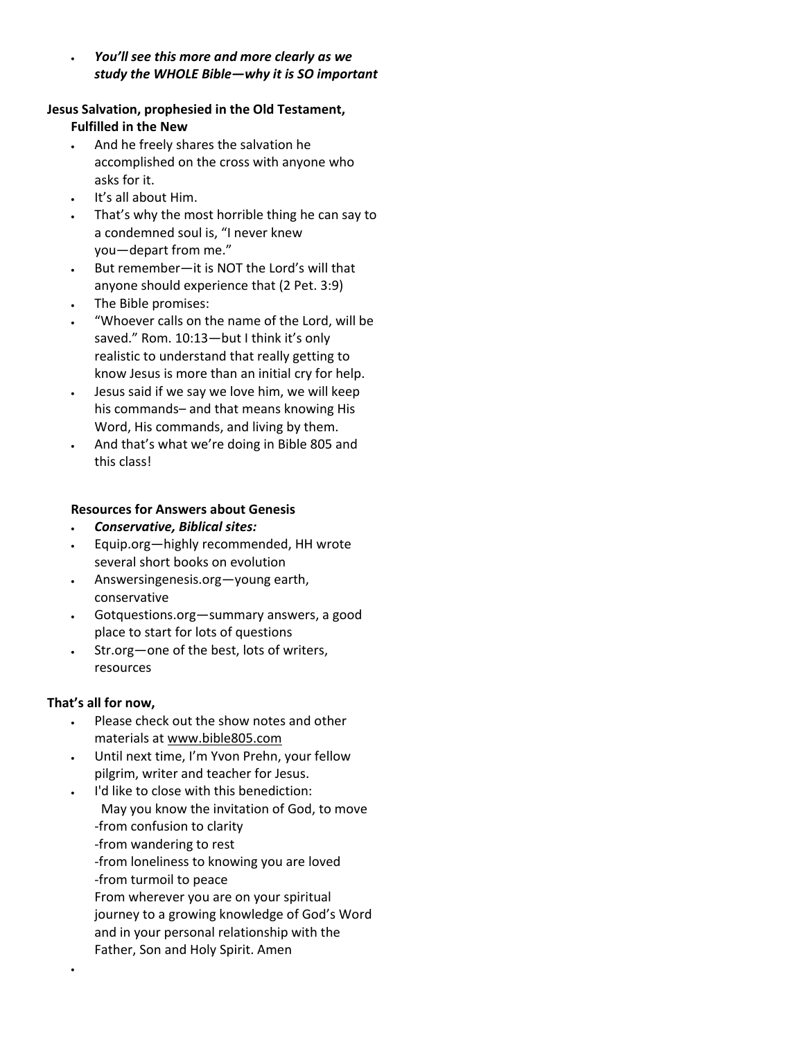- ***You'll see this more and more clearly as we study the WHOLE Bible—why it is SO important***

**Jesus Salvation, prophesied in the Old Testament, Fulfilled in the New**

- And he freely shares the salvation he accomplished on the cross with anyone who asks for it.
- It's all about Him.
- That's why the most horrible thing he can say to a condemned soul is, "I never knew you—depart from me."
- But remember—it is NOT the Lord's will that anyone should experience that (2 Pet. 3:9)
- The Bible promises:
- "Whoever calls on the name of the Lord, will be saved." Rom. 10:13—but I think it's only realistic to understand that really getting to know Jesus is more than an initial cry for help.
- Jesus said if we say we love him, we will keep his commands– and that means knowing His Word, His commands, and living by them.
- And that's what we're doing in Bible 805 and this class!

**Resources for Answers about Genesis**

- ***Conservative, Biblical sites:***
- Equip.org—highly recommended, HH wrote several short books on evolution
- Answersingenesis.org—young earth, conservative
- Gotquestions.org—summary answers, a good place to start for lots of questions
- Str.org—one of the best, lots of writers, resources

**That's all for now,**

- Please check out the show notes and other materials at www.bible805.com
- Until next time, I'm Yvon Prehn, your fellow pilgrim, writer and teacher for Jesus.
- I'd like to close with this benediction:
  May you know the invitation of God, to move
  -from confusion to clarity
  -from wandering to rest
  -from loneliness to knowing you are loved
  -from turmoil to peace
  From wherever you are on your spiritual journey to a growing knowledge of God's Word and in your personal relationship with the Father, Son and Holy Spirit. Amen